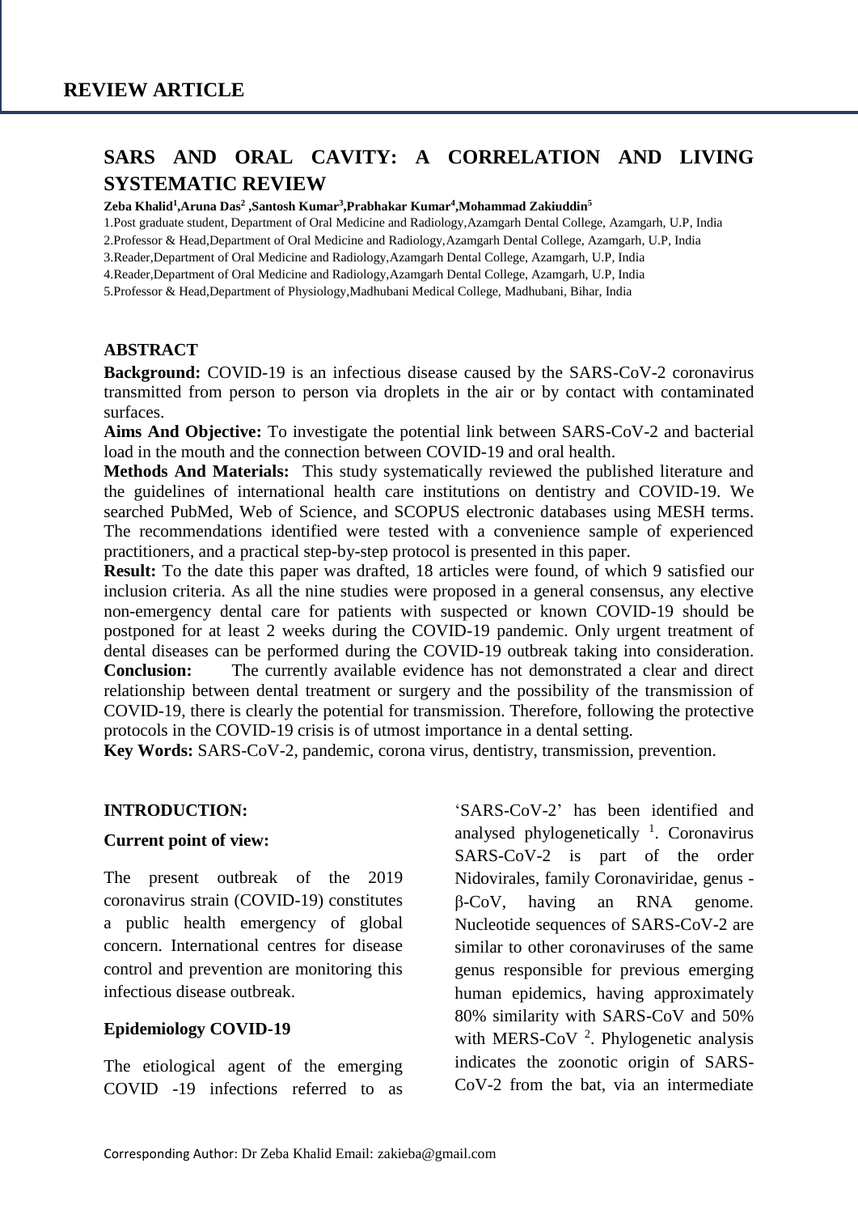**REVIEW ARTICLE**

# SARS AND ORAL CAVITY: A CORRELATION AND LIVING SYSTEMATIC REVIEW

**Zeba Khalid[1],Aruna Das[2] ,Santosh Kumar[3],Prabhakar Kumar[4],Mohammad Zakiuddin[5]**

1.Post graduate student, Department of Oral Medicine and Radiology,Azamgarh Dental College, Azamgarh, U.P, India
2.Professor & Head,Department of Oral Medicine and Radiology,Azamgarh Dental College, Azamgarh, U.P, India
3.Reader,Department of Oral Medicine and Radiology,Azamgarh Dental College, Azamgarh, U.P, India
4.Reader,Department of Oral Medicine and Radiology,Azamgarh Dental College, Azamgarh, U.P, India
5.Professor & Head,Department of Physiology,Madhubani Medical College, Madhubani, Bihar, India

## ABSTRACT

**Background:** COVID-19 is an infectious disease caused by the SARS-CoV-2 coronavirus transmitted from person to person via droplets in the air or by contact with contaminated surfaces.

**Aims And Objective:** To investigate the potential link between SARS-CoV-2 and bacterial load in the mouth and the connection between COVID-19 and oral health.

**Methods And Materials:** This study systematically reviewed the published literature and the guidelines of international health care institutions on dentistry and COVID-19. We searched PubMed, Web of Science, and SCOPUS electronic databases using MESH terms. The recommendations identified were tested with a convenience sample of experienced practitioners, and a practical step-by-step protocol is presented in this paper.

**Result:** To the date this paper was drafted, 18 articles were found, of which 9 satisfied our inclusion criteria. As all the nine studies were proposed in a general consensus, any elective non-emergency dental care for patients with suspected or known COVID-19 should be postponed for at least 2 weeks during the COVID-19 pandemic. Only urgent treatment of dental diseases can be performed during the COVID-19 outbreak taking into consideration.

**Conclusion:** The currently available evidence has not demonstrated a clear and direct relationship between dental treatment or surgery and the possibility of the transmission of COVID-19, there is clearly the potential for transmission. Therefore, following the protective protocols in the COVID-19 crisis is of utmost importance in a dental setting.

**Key Words:** SARS-CoV-2, pandemic, corona virus, dentistry, transmission, prevention.

## INTRODUCTION:

### Current point of view:

The present outbreak of the 2019 coronavirus strain (COVID-19) constitutes a public health emergency of global concern. International centres for disease control and prevention are monitoring this infectious disease outbreak.

### Epidemiology COVID-19

The etiological agent of the emerging COVID -19 infections referred to as 'SARS-CoV-2' has been identified and analysed phylogenetically [1]. Coronavirus SARS-CoV-2 is part of the order Nidovirales, family Coronaviridae, genus -β-CoV, having an RNA genome. Nucleotide sequences of SARS-CoV-2 are similar to other coronaviruses of the same genus responsible for previous emerging human epidemics, having approximately 80% similarity with SARS-CoV and 50% with MERS-CoV [2]. Phylogenetic analysis indicates the zoonotic origin of SARS-CoV-2 from the bat, via an intermediate

Corresponding Author: Dr Zeba Khalid Email: zakieba@gmail.com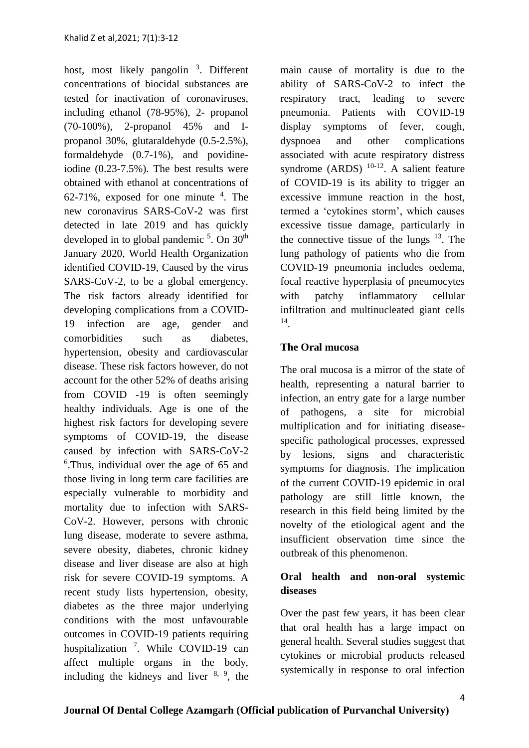host, most likely pangolin [3]. Different concentrations of biocidal substances are tested for inactivation of coronaviruses, including ethanol (78-95%), 2- propanol (70-100%), 2-propanol 45% and I-propanol 30%, glutaraldehyde (0.5-2.5%), formaldehyde (0.7-1%), and povidine-iodine (0.23-7.5%). The best results were obtained with ethanol at concentrations of 62-71%, exposed for one minute [4]. The new coronavirus SARS-CoV-2 was first detected in late 2019 and has quickly developed in to global pandemic [5]. On 30th January 2020, World Health Organization identified COVID-19, Caused by the virus SARS-CoV-2, to be a global emergency. The risk factors already identified for developing complications from a COVID-19 infection are age, gender and comorbidities such as diabetes, hypertension, obesity and cardiovascular disease. These risk factors however, do not account for the other 52% of deaths arising from COVID -19 is often seemingly healthy individuals. Age is one of the highest risk factors for developing severe symptoms of COVID-19, the disease caused by infection with SARS-CoV-2 [6].Thus, individual over the age of 65 and those living in long term care facilities are especially vulnerable to morbidity and mortality due to infection with SARS-CoV-2. However, persons with chronic lung disease, moderate to severe asthma, severe obesity, diabetes, chronic kidney disease and liver disease are also at high risk for severe COVID-19 symptoms. A recent study lists hypertension, obesity, diabetes as the three major underlying conditions with the most unfavourable outcomes in COVID-19 patients requiring hospitalization [7]. While COVID-19 can affect multiple organs in the body, including the kidneys and liver [8, 9], the main cause of mortality is due to the ability of SARS-CoV-2 to infect the respiratory tract, leading to severe pneumonia. Patients with COVID-19 display symptoms of fever, cough, dyspnoea and other complications associated with acute respiratory distress syndrome (ARDS) [10-12]. A salient feature of COVID-19 is its ability to trigger an excessive immune reaction in the host, termed a 'cytokines storm', which causes excessive tissue damage, particularly in the connective tissue of the lungs [13]. The lung pathology of patients who die from COVID-19 pneumonia includes oedema, focal reactive hyperplasia of pneumocytes with patchy inflammatory cellular infiltration and multinucleated giant cells [14].

**The Oral mucosa**

The oral mucosa is a mirror of the state of health, representing a natural barrier to infection, an entry gate for a large number of pathogens, a site for microbial multiplication and for initiating disease-specific pathological processes, expressed by lesions, signs and characteristic symptoms for diagnosis. The implication of the current COVID-19 epidemic in oral pathology are still little known, the research in this field being limited by the novelty of the etiological agent and the insufficient observation time since the outbreak of this phenomenon.

**Oral health and non-oral systemic diseases**

Over the past few years, it has been clear that oral health has a large impact on general health. Several studies suggest that cytokines or microbial products released systemically in response to oral infection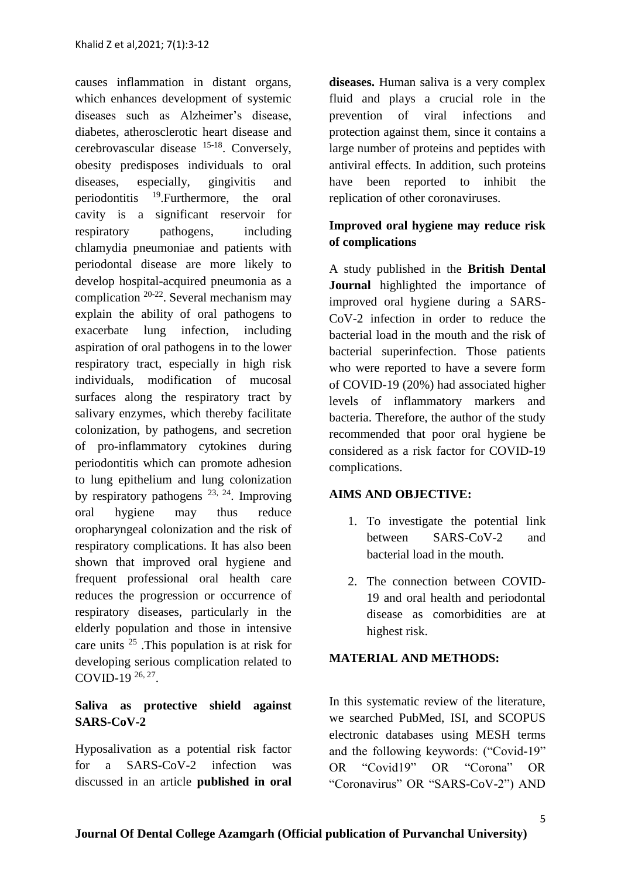causes inflammation in distant organs, which enhances development of systemic diseases such as Alzheimer's disease, diabetes, atherosclerotic heart disease and cerebrovascular disease [15-18]. Conversely, obesity predisposes individuals to oral diseases, especially, gingivitis and periodontitis [19].Furthermore, the oral cavity is a significant reservoir for respiratory pathogens, including chlamydia pneumoniae and patients with periodontal disease are more likely to develop hospital-acquired pneumonia as a complication [20-22]. Several mechanism may explain the ability of oral pathogens to exacerbate lung infection, including aspiration of oral pathogens in to the lower respiratory tract, especially in high risk individuals, modification of mucosal surfaces along the respiratory tract by salivary enzymes, which thereby facilitate colonization, by pathogens, and secretion of pro-inflammatory cytokines during periodontitis which can promote adhesion to lung epithelium and lung colonization by respiratory pathogens [23, 24]. Improving oral hygiene may thus reduce oropharyngeal colonization and the risk of respiratory complications. It has also been shown that improved oral hygiene and frequent professional oral health care reduces the progression or occurrence of respiratory diseases, particularly in the elderly population and those in intensive care units [25] .This population is at risk for developing serious complication related to COVID-19 [26, 27].

### Saliva as protective shield against SARS-CoV-2

Hyposalivation as a potential risk factor for a SARS-CoV-2 infection was discussed in an article **published in oral diseases.** Human saliva is a very complex fluid and plays a crucial role in the prevention of viral infections and protection against them, since it contains a large number of proteins and peptides with antiviral effects. In addition, such proteins have been reported to inhibit the replication of other coronaviruses.

### Improved oral hygiene may reduce risk of complications

A study published in the **British Dental Journal** highlighted the importance of improved oral hygiene during a SARS-CoV-2 infection in order to reduce the bacterial load in the mouth and the risk of bacterial superinfection. Those patients who were reported to have a severe form of COVID-19 (20%) had associated higher levels of inflammatory markers and bacteria. Therefore, the author of the study recommended that poor oral hygiene be considered as a risk factor for COVID-19 complications.

## AIMS AND OBJECTIVE:

1. To investigate the potential link between SARS-CoV-2 and bacterial load in the mouth.
2. The connection between COVID-19 and oral health and periodontal disease as comorbidities are at highest risk.

## MATERIAL AND METHODS:

In this systematic review of the literature, we searched PubMed, ISI, and SCOPUS electronic databases using MESH terms and the following keywords: ("Covid-19" OR "Covid19" OR "Corona" OR "Coronavirus" OR "SARS-CoV-2") AND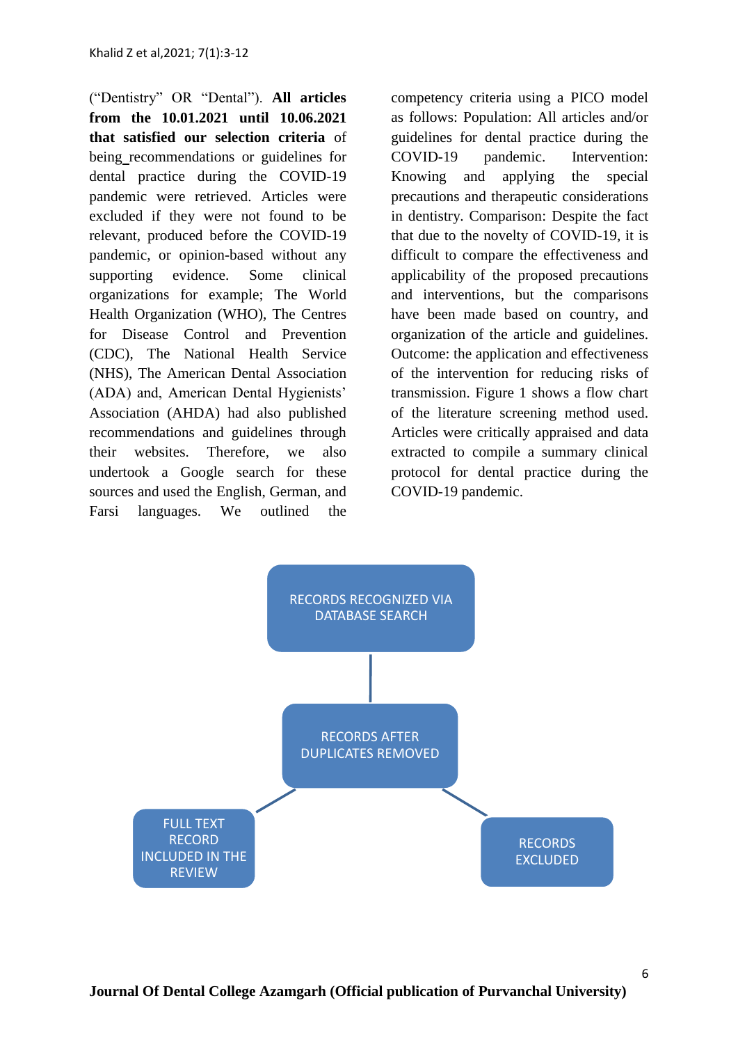("Dentistry" OR "Dental"). **All articles from the 10.01.2021 until 10.06.2021 that satisfied our selection criteria** of being_recommendations or guidelines for dental practice during the COVID-19 pandemic were retrieved. Articles were excluded if they were not found to be relevant, produced before the COVID-19 pandemic, or opinion-based without any supporting evidence. Some clinical organizations for example; The World Health Organization (WHO), The Centres for Disease Control and Prevention (CDC), The National Health Service (NHS), The American Dental Association (ADA) and, American Dental Hygienists' Association (AHDA) had also published recommendations and guidelines through their websites. Therefore, we also undertook a Google search for these sources and used the English, German, and Farsi languages. We outlined the competency criteria using a PICO model as follows: Population: All articles and/or guidelines for dental practice during the COVID-19 pandemic. Intervention: Knowing and applying the special precautions and therapeutic considerations in dentistry. Comparison: Despite the fact that due to the novelty of COVID-19, it is difficult to compare the effectiveness and applicability of the proposed precautions and interventions, but the comparisons have been made based on country, and organization of the article and guidelines. Outcome: the application and effectiveness of the intervention for reducing risks of transmission. Figure 1 shows a flow chart of the literature screening method used. Articles were critically appraised and data extracted to compile a summary clinical protocol for dental practice during the COVID-19 pandemic.

RECORDS RECOGNIZED VIA DATABASE SEARCH

RECORDS AFTER DUPLICATES REMOVED

FULL TEXT RECORD INCLUDED IN THE REVIEW

RECORDS EXCLUDED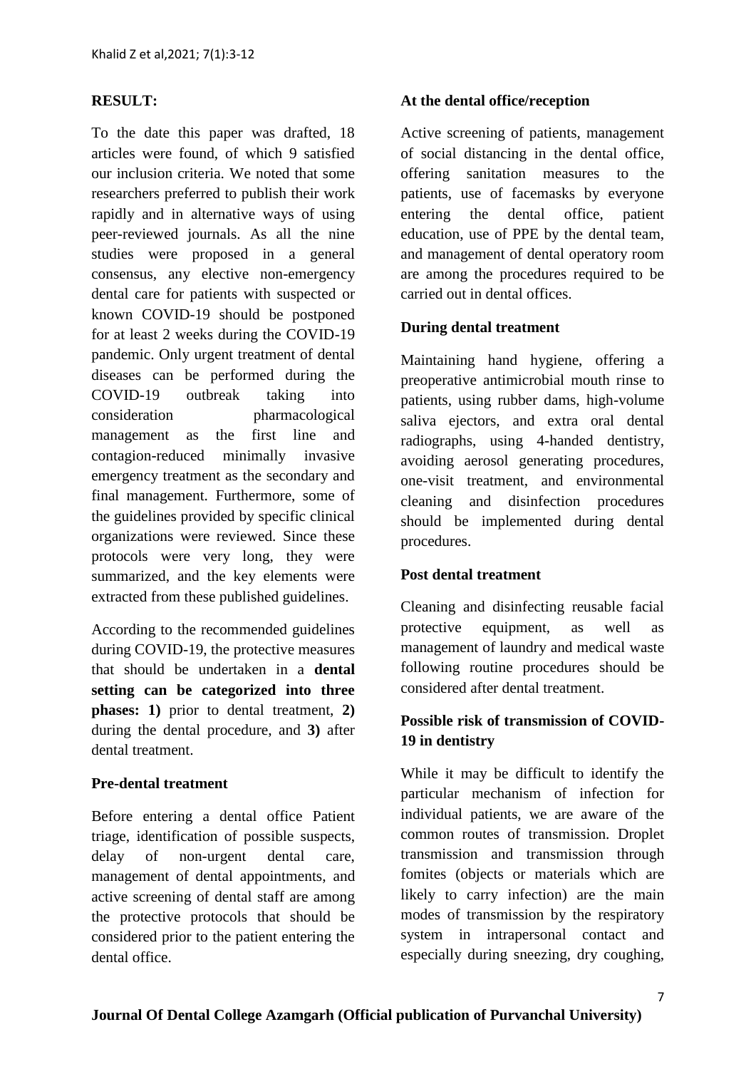## RESULT:

To the date this paper was drafted, 18 articles were found, of which 9 satisfied our inclusion criteria. We noted that some researchers preferred to publish their work rapidly and in alternative ways of using peer-reviewed journals. As all the nine studies were proposed in a general consensus, any elective non-emergency dental care for patients with suspected or known COVID-19 should be postponed for at least 2 weeks during the COVID-19 pandemic. Only urgent treatment of dental diseases can be performed during the COVID-19 outbreak taking into consideration pharmacological management as the first line and contagion-reduced minimally invasive emergency treatment as the secondary and final management. Furthermore, some of the guidelines provided by specific clinical organizations were reviewed. Since these protocols were very long, they were summarized, and the key elements were extracted from these published guidelines.

According to the recommended guidelines during COVID-19, the protective measures that should be undertaken in a **dental setting can be categorized into three phases: 1)** prior to dental treatment, **2)** during the dental procedure, and **3)** after dental treatment.

### Pre-dental treatment

Before entering a dental office Patient triage, identification of possible suspects, delay of non-urgent dental care, management of dental appointments, and active screening of dental staff are among the protective protocols that should be considered prior to the patient entering the dental office.

### At the dental office/reception

Active screening of patients, management of social distancing in the dental office, offering sanitation measures to the patients, use of facemasks by everyone entering the dental office, patient education, use of PPE by the dental team, and management of dental operatory room are among the procedures required to be carried out in dental offices.

### During dental treatment

Maintaining hand hygiene, offering a preoperative antimicrobial mouth rinse to patients, using rubber dams, high-volume saliva ejectors, and extra oral dental radiographs, using 4-handed dentistry, avoiding aerosol generating procedures, one-visit treatment, and environmental cleaning and disinfection procedures should be implemented during dental procedures.

### Post dental treatment

Cleaning and disinfecting reusable facial protective equipment, as well as management of laundry and medical waste following routine procedures should be considered after dental treatment.

### Possible risk of transmission of COVID-19 in dentistry

While it may be difficult to identify the particular mechanism of infection for individual patients, we are aware of the common routes of transmission. Droplet transmission and transmission through fomites (objects or materials which are likely to carry infection) are the main modes of transmission by the respiratory system in intrapersonal contact and especially during sneezing, dry coughing,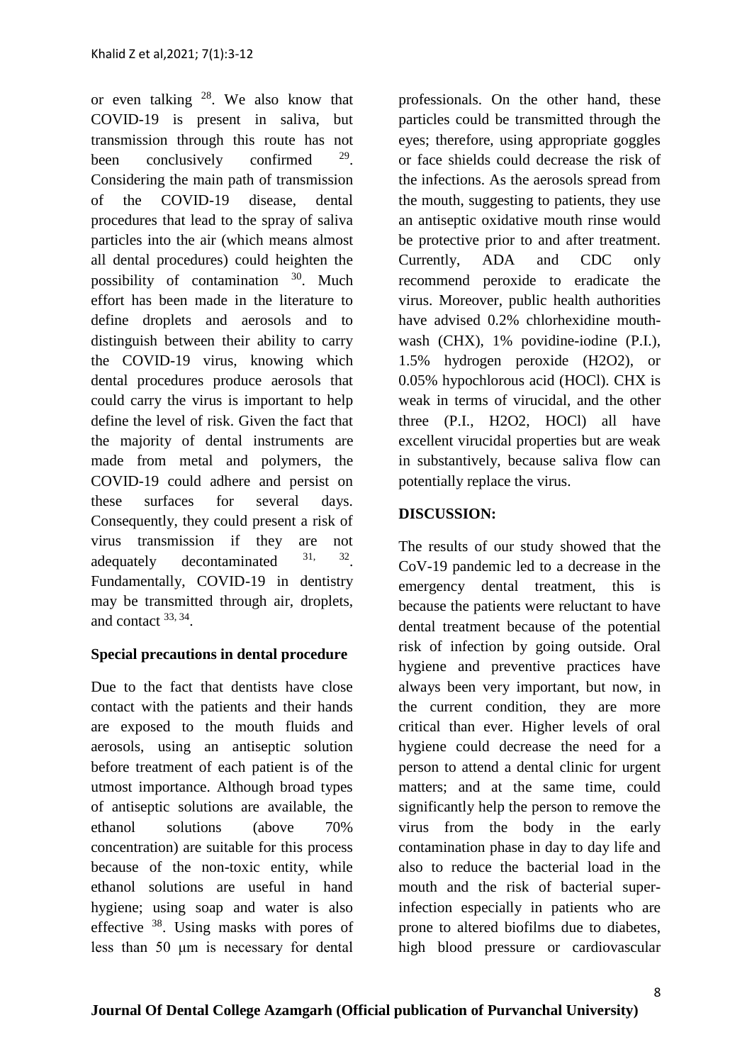or even talking [28]. We also know that COVID-19 is present in saliva, but transmission through this route has not been conclusively confirmed [29]. Considering the main path of transmission of the COVID-19 disease, dental procedures that lead to the spray of saliva particles into the air (which means almost all dental procedures) could heighten the possibility of contamination [30]. Much effort has been made in the literature to define droplets and aerosols and to distinguish between their ability to carry the COVID-19 virus, knowing which dental procedures produce aerosols that could carry the virus is important to help define the level of risk. Given the fact that the majority of dental instruments are made from metal and polymers, the COVID-19 could adhere and persist on these surfaces for several days. Consequently, they could present a risk of virus transmission if they are not adequately decontaminated [31, 32]. Fundamentally, COVID-19 in dentistry may be transmitted through air, droplets, and contact [33, 34].

**Special precautions in dental procedure**

Due to the fact that dentists have close contact with the patients and their hands are exposed to the mouth fluids and aerosols, using an antiseptic solution before treatment of each patient is of the utmost importance. Although broad types of antiseptic solutions are available, the ethanol solutions (above 70% concentration) are suitable for this process because of the non-toxic entity, while ethanol solutions are useful in hand hygiene; using soap and water is also effective [38]. Using masks with pores of less than 50 μm is necessary for dental professionals. On the other hand, these particles could be transmitted through the eyes; therefore, using appropriate goggles or face shields could decrease the risk of the infections. As the aerosols spread from the mouth, suggesting to patients, they use an antiseptic oxidative mouth rinse would be protective prior to and after treatment. Currently, ADA and CDC only recommend peroxide to eradicate the virus. Moreover, public health authorities have advised 0.2% chlorhexidine mouth-wash (CHX), 1% povidine-iodine (P.I.), 1.5% hydrogen peroxide ($H_2O_2$), or 0.05% hypochlorous acid (HOCl). CHX is weak in terms of virucidal, and the other three (P.I., $H_2O_2$, HOCl) all have excellent virucidal properties but are weak in substantively, because saliva flow can potentially replace the virus.

**DISCUSSION:**

The results of our study showed that the CoV-19 pandemic led to a decrease in the emergency dental treatment, this is because the patients were reluctant to have dental treatment because of the potential risk of infection by going outside. Oral hygiene and preventive practices have always been very important, but now, in the current condition, they are more critical than ever. Higher levels of oral hygiene could decrease the need for a person to attend a dental clinic for urgent matters; and at the same time, could significantly help the person to remove the virus from the body in the early contamination phase in day to day life and also to reduce the bacterial load in the mouth and the risk of bacterial super-infection especially in patients who are prone to altered biofilms due to diabetes, high blood pressure or cardiovascular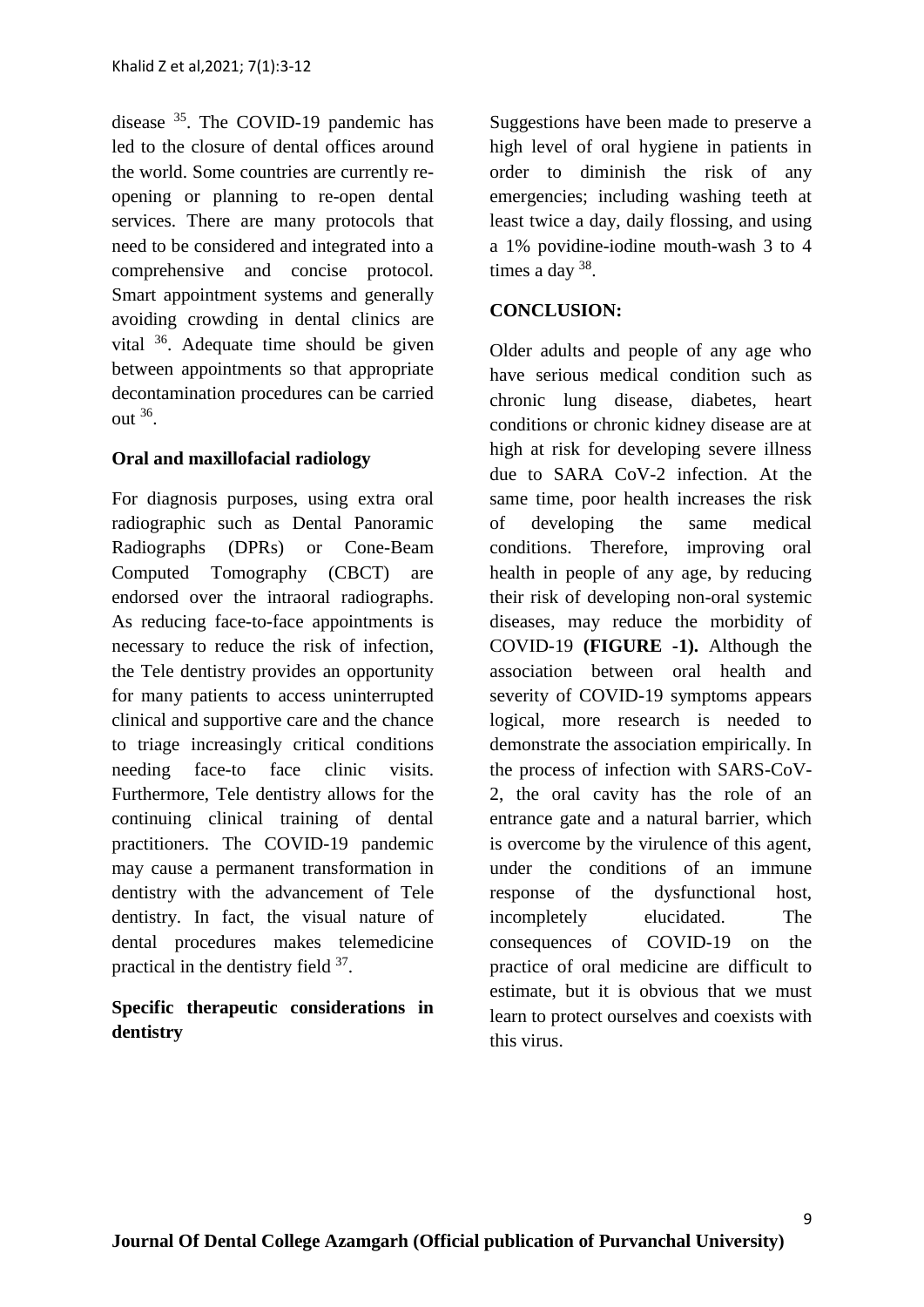disease [35]. The COVID-19 pandemic has led to the closure of dental offices around the world. Some countries are currently re-opening or planning to re-open dental services. There are many protocols that need to be considered and integrated into a comprehensive and concise protocol. Smart appointment systems and generally avoiding crowding in dental clinics are vital [36]. Adequate time should be given between appointments so that appropriate decontamination procedures can be carried out [36].

**Oral and maxillofacial radiology**

For diagnosis purposes, using extra oral radiographic such as Dental Panoramic Radiographs (DPRs) or Cone-Beam Computed Tomography (CBCT) are endorsed over the intraoral radiographs. As reducing face-to-face appointments is necessary to reduce the risk of infection, the Tele dentistry provides an opportunity for many patients to access uninterrupted clinical and supportive care and the chance to triage increasingly critical conditions needing face-to face clinic visits. Furthermore, Tele dentistry allows for the continuing clinical training of dental practitioners. The COVID-19 pandemic may cause a permanent transformation in dentistry with the advancement of Tele dentistry. In fact, the visual nature of dental procedures makes telemedicine practical in the dentistry field [37].

**Specific therapeutic considerations in dentistry**

Suggestions have been made to preserve a high level of oral hygiene in patients in order to diminish the risk of any emergencies; including washing teeth at least twice a day, daily flossing, and using a 1% povidine-iodine mouth-wash 3 to 4 times a day [38].

**CONCLUSION:**

Older adults and people of any age who have serious medical condition such as chronic lung disease, diabetes, heart conditions or chronic kidney disease are at high at risk for developing severe illness due to SARA CoV-2 infection. At the same time, poor health increases the risk of developing the same medical conditions. Therefore, improving oral health in people of any age, by reducing their risk of developing non-oral systemic diseases, may reduce the morbidity of COVID-19 **(FIGURE -1).** Although the association between oral health and severity of COVID-19 symptoms appears logical, more research is needed to demonstrate the association empirically. In the process of infection with SARS-CoV-2, the oral cavity has the role of an entrance gate and a natural barrier, which is overcome by the virulence of this agent, under the conditions of an immune response of the dysfunctional host, incompletely elucidated. The consequences of COVID-19 on the practice of oral medicine are difficult to estimate, but it is obvious that we must learn to protect ourselves and coexists with this virus.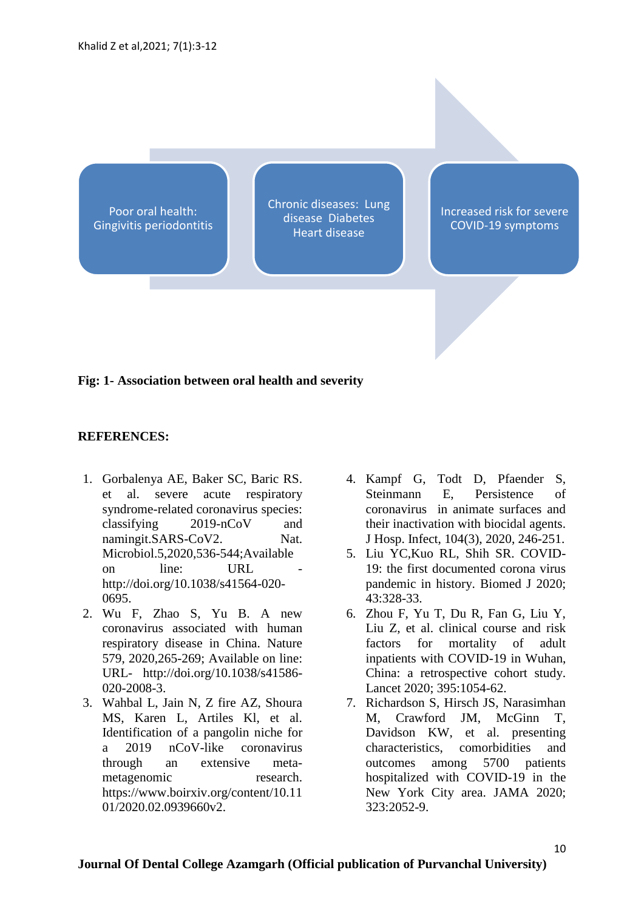Poor oral health: Gingivitis periodontitis

Chronic diseases: Lung disease Diabetes Heart disease

Increased risk for severe COVID-19 symptoms

**Fig: 1- Association between oral health and severity**

**REFERENCES:**

1. Gorbalenya AE, Baker SC, Baric RS. et al. severe acute respiratory syndrome-related coronavirus species: classifying 2019-nCoV and namingit.SARS-CoV2. Nat. Microbiol.5,2020,536-544;Available on line: URL - http://doi.org/10.1038/s41564-020-0695.
2. Wu F, Zhao S, Yu B. A new coronavirus associated with human respiratory disease in China. Nature 579, 2020,265-269; Available on line: URL- http://doi.org/10.1038/s41586-020-2008-3.
3. Wahbal L, Jain N, Z fire AZ, Shoura MS, Karen L, Artiles Kl, et al. Identification of a pangolin niche for a 2019 nCoV-like coronavirus through an extensive meta-metagenomic research. https://www.boirxiv.org/content/10.1101/2020.02.0939660v2.
4. Kampf G, Todt D, Pfaender S, Steinmann E, Persistence of coronavirus in animate surfaces and their inactivation with biocidal agents. J Hosp. Infect, 104(3), 2020, 246-251.
5. Liu YC,Kuo RL, Shih SR. COVID-19: the first documented corona virus pandemic in history. Biomed J 2020; 43:328-33.
6. Zhou F, Yu T, Du R, Fan G, Liu Y, Liu Z, et al. clinical course and risk factors for mortality of adult inpatients with COVID-19 in Wuhan, China: a retrospective cohort study. Lancet 2020; 395:1054-62.
7. Richardson S, Hirsch JS, Narasimhan M, Crawford JM, McGinn T, Davidson KW, et al. presenting characteristics, comorbidities and outcomes among 5700 patients hospitalized with COVID-19 in the New York City area. JAMA 2020; 323:2052-9.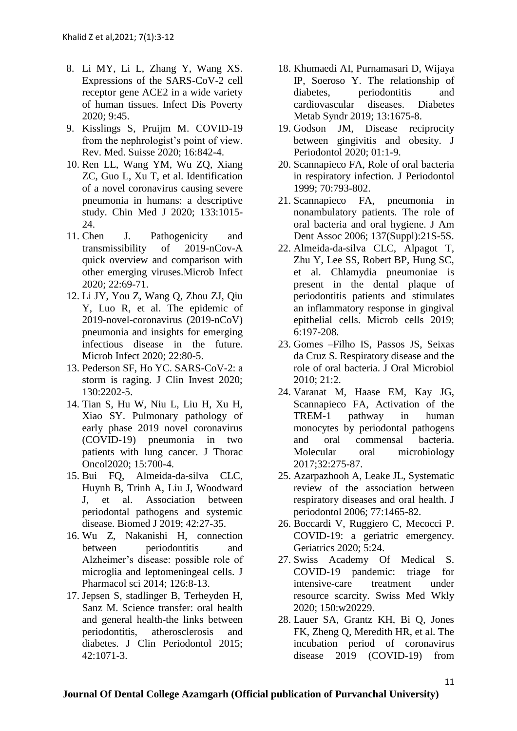8. Li MY, Li L, Zhang Y, Wang XS. Expressions of the SARS-CoV-2 cell receptor gene ACE2 in a wide variety of human tissues. Infect Dis Poverty 2020; 9:45.
9. Kisslings S, Pruijm M. COVID-19 from the nephrologist's point of view. Rev. Med. Suisse 2020; 16:842-4.
10. Ren LL, Wang YM, Wu ZQ, Xiang ZC, Guo L, Xu T, et al. Identification of a novel coronavirus causing severe pneumonia in humans: a descriptive study. Chin Med J 2020; 133:1015-24.
11. Chen J. Pathogenicity and transmissibility of 2019-nCov-A quick overview and comparison with other emerging viruses.Microb Infect 2020; 22:69-71.
12. Li JY, You Z, Wang Q, Zhou ZJ, Qiu Y, Luo R, et al. The epidemic of 2019-novel-coronavirus (2019-nCoV) pneumonia and insights for emerging infectious disease in the future. Microb Infect 2020; 22:80-5.
13. Pederson SF, Ho YC. SARS-CoV-2: a storm is raging. J Clin Invest 2020; 130:2202-5.
14. Tian S, Hu W, Niu L, Liu H, Xu H, Xiao SY. Pulmonary pathology of early phase 2019 novel coronavirus (COVID-19) pneumonia in two patients with lung cancer. J Thorac Oncol2020; 15:700-4.
15. Bui FQ, Almeida-da-silva CLC, Huynh B, Trinh A, Liu J, Woodward J, et al. Association between periodontal pathogens and systemic disease. Biomed J 2019; 42:27-35.
16. Wu Z, Nakanishi H, connection between periodontitis and Alzheimer's disease: possible role of microglia and leptomeningeal cells. J Pharmacol sci 2014; 126:8-13.
17. Jepsen S, stadlinger B, Terheyden H, Sanz M. Science transfer: oral health and general health-the links between periodontitis, atherosclerosis and diabetes. J Clin Periodontol 2015; 42:1071-3.
18. Khumaedi AI, Purnamasari D, Wijaya IP, Soeroso Y. The relationship of diabetes, periodontitis and cardiovascular diseases. Diabetes Metab Syndr 2019; 13:1675-8.
19. Godson JM, Disease reciprocity between gingivitis and obesity. J Periodontol 2020; 01:1-9.
20. Scannapieco FA, Role of oral bacteria in respiratory infection. J Periodontol 1999; 70:793-802.
21. Scannapieco FA, pneumonia in nonambulatory patients. The role of oral bacteria and oral hygiene. J Am Dent Assoc 2006; 137(Suppl):21S-5S.
22. Almeida-da-silva CLC, Alpagot T, Zhu Y, Lee SS, Robert BP, Hung SC, et al. Chlamydia pneumoniae is present in the dental plaque of periodontitis patients and stimulates an inflammatory response in gingival epithelial cells. Microb cells 2019; 6:197-208.
23. Gomes –Filho IS, Passos JS, Seixas da Cruz S. Respiratory disease and the role of oral bacteria. J Oral Microbiol 2010; 21:2.
24. Varanat M, Haase EM, Kay JG, Scannapieco FA, Activation of the TREM-1 pathway in human monocytes by periodontal pathogens and oral commensal bacteria. Molecular oral microbiology 2017;32:275-87.
25. Azarpazhooh A, Leake JL, Systematic review of the association between respiratory diseases and oral health. J periodontol 2006; 77:1465-82.
26. Boccardi V, Ruggiero C, Mecocci P. COVID-19: a geriatric emergency. Geriatrics 2020; 5:24.
27. Swiss Academy Of Medical S. COVID-19 pandemic: triage for intensive-care treatment under resource scarcity. Swiss Med Wkly 2020; 150:w20229.
28. Lauer SA, Grantz KH, Bi Q, Jones FK, Zheng Q, Meredith HR, et al. The incubation period of coronavirus disease 2019 (COVID-19) from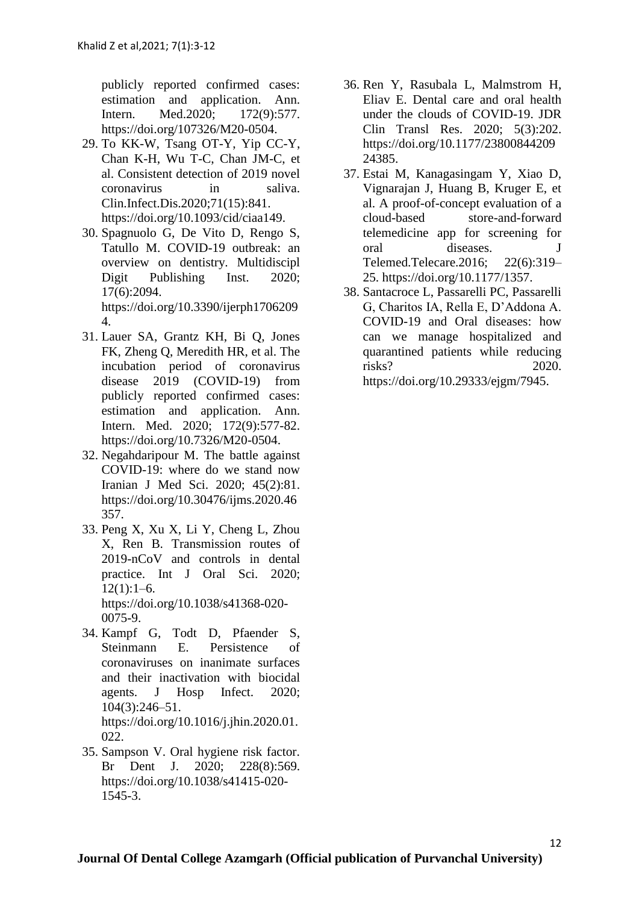publicly reported confirmed cases: estimation and application. Ann. Intern. Med.2020; 172(9):577. https://doi.org/107326/M20-0504.

29. To KK-W, Tsang OT-Y, Yip CC-Y, Chan K-H, Wu T-C, Chan JM-C, et al. Consistent detection of 2019 novel coronavirus in saliva. Clin.Infect.Dis.2020;71(15):841. https://doi.org/10.1093/cid/ciaa149.
30. Spagnuolo G, De Vito D, Rengo S, Tatullo M. COVID-19 outbreak: an overview on dentistry. Multidiscipl Digit Publishing Inst. 2020; 17(6):2094. https://doi.org/10.3390/ijerph17062094.
31. Lauer SA, Grantz KH, Bi Q, Jones FK, Zheng Q, Meredith HR, et al. The incubation period of coronavirus disease 2019 (COVID-19) from publicly reported confirmed cases: estimation and application. Ann. Intern. Med. 2020; 172(9):577-82. https://doi.org/10.7326/M20-0504.
32. Negahdaripour M. The battle against COVID-19: where do we stand now Iranian J Med Sci. 2020; 45(2):81. https://doi.org/10.30476/ijms.2020.46357.
33. Peng X, Xu X, Li Y, Cheng L, Zhou X, Ren B. Transmission routes of 2019-nCoV and controls in dental practice. Int J Oral Sci. 2020; 12(1):1–6. https://doi.org/10.1038/s41368-020-0075-9.
34. Kampf G, Todt D, Pfaender S, Steinmann E. Persistence of coronaviruses on inanimate surfaces and their inactivation with biocidal agents. J Hosp Infect. 2020; 104(3):246–51. https://doi.org/10.1016/j.jhin.2020.01.022.
35. Sampson V. Oral hygiene risk factor. Br Dent J. 2020; 228(8):569. https://doi.org/10.1038/s41415-020-1545-3.
36. Ren Y, Rasubala L, Malmstrom H, Eliav E. Dental care and oral health under the clouds of COVID-19. JDR Clin Transl Res. 2020; 5(3):202. https://doi.org/10.1177/2380084420924385.
37. Estai M, Kanagasingam Y, Xiao D, Vignarajan J, Huang B, Kruger E, et al. A proof-of-concept evaluation of a cloud-based store-and-forward telemedicine app for screening for oral diseases. J Telemed.Telecare.2016; 22(6):319–25. https://doi.org/10.1177/1357.
38. Santacroce L, Passarelli PC, Passarelli G, Charitos IA, Rella E, D'Addona A. COVID-19 and Oral diseases: how can we manage hospitalized and quarantined patients while reducing risks? 2020. https://doi.org/10.29333/ejgm/7945.